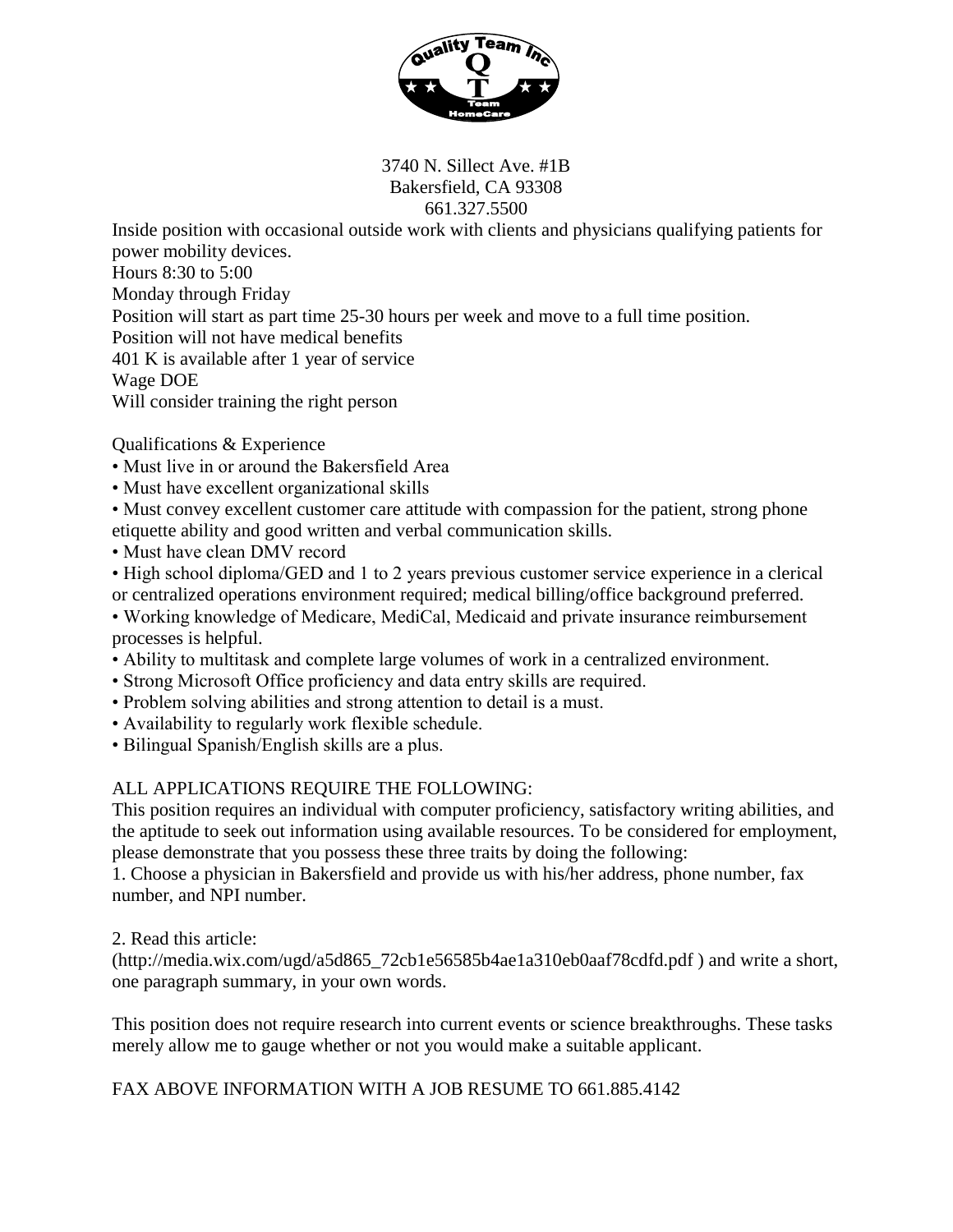3740 N. Sillect Ave. #1B
Bakersfield, CA 93308
661.327.5500

Inside position with occasional outside work with clients and physicians qualifying patients for power mobility devices.

Hours 8:30 to 5:00

Monday through Friday

Position will start as part time 25-30 hours per week and move to a full time position.

Position will not have medical benefits

401 K is available after 1 year of service

Wage DOE

Will consider training the right person

Qualifications & Experience

- Must live in or around the Bakersfield Area
- Must have excellent organizational skills
- Must convey excellent customer care attitude with compassion for the patient, strong phone etiquette ability and good written and verbal communication skills.
- Must have clean DMV record
- High school diploma/GED and 1 to 2 years previous customer service experience in a clerical or centralized operations environment required; medical billing/office background preferred.
- Working knowledge of Medicare, MediCal, Medicaid and private insurance reimbursement processes is helpful.
- Ability to multitask and complete large volumes of work in a centralized environment.
- Strong Microsoft Office proficiency and data entry skills are required.
- Problem solving abilities and strong attention to detail is a must.
- Availability to regularly work flexible schedule.
- Bilingual Spanish/English skills are a plus.

ALL APPLICATIONS REQUIRE THE FOLLOWING:

This position requires an individual with computer proficiency, satisfactory writing abilities, and the aptitude to seek out information using available resources. To be considered for employment, please demonstrate that you possess these three traits by doing the following:

1. Choose a physician in Bakersfield and provide us with his/her address, phone number, fax number, and NPI number.

2. Read this article: (http://media.wix.com/ugd/a5d865_72cb1e56585b4ae1a310eb0aaf78cdfd.pdf ) and write a short, one paragraph summary, in your own words.

This position does not require research into current events or science breakthroughs. These tasks merely allow me to gauge whether or not you would make a suitable applicant.

FAX ABOVE INFORMATION WITH A JOB RESUME TO 661.885.4142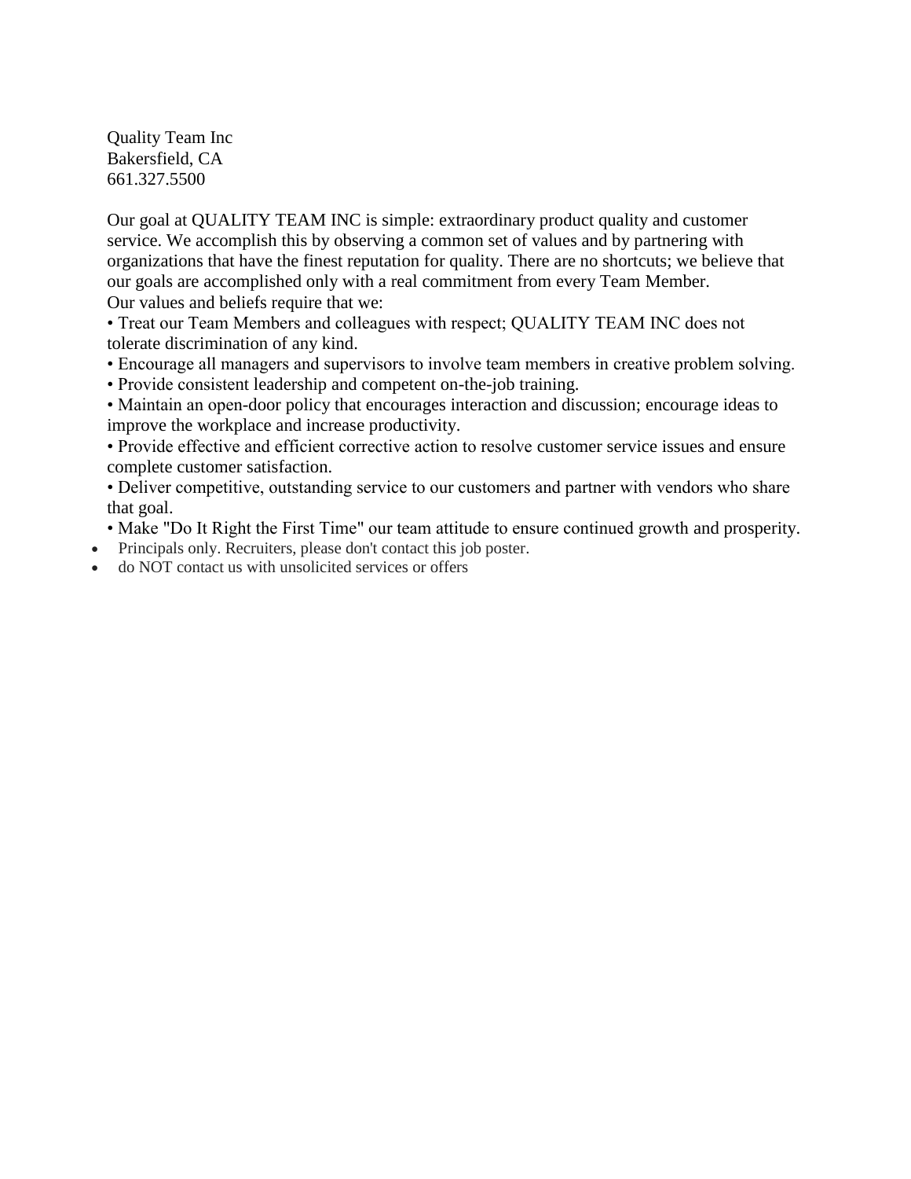Quality Team Inc
Bakersfield, CA
661.327.5500

Our goal at QUALITY TEAM INC is simple: extraordinary product quality and customer service. We accomplish this by observing a common set of values and by partnering with organizations that have the finest reputation for quality. There are no shortcuts; we believe that our goals are accomplished only with a real commitment from every Team Member.
Our values and beliefs require that we:

• Treat our Team Members and colleagues with respect; QUALITY TEAM INC does not tolerate discrimination of any kind.
• Encourage all managers and supervisors to involve team members in creative problem solving.
• Provide consistent leadership and competent on-the-job training.
• Maintain an open-door policy that encourages interaction and discussion; encourage ideas to improve the workplace and increase productivity.
• Provide effective and efficient corrective action to resolve customer service issues and ensure complete customer satisfaction.
• Deliver competitive, outstanding service to our customers and partner with vendors who share that goal.
• Make "Do It Right the First Time" our team attitude to ensure continued growth and prosperity.

- Principals only. Recruiters, please don't contact this job poster.
- do NOT contact us with unsolicited services or offers